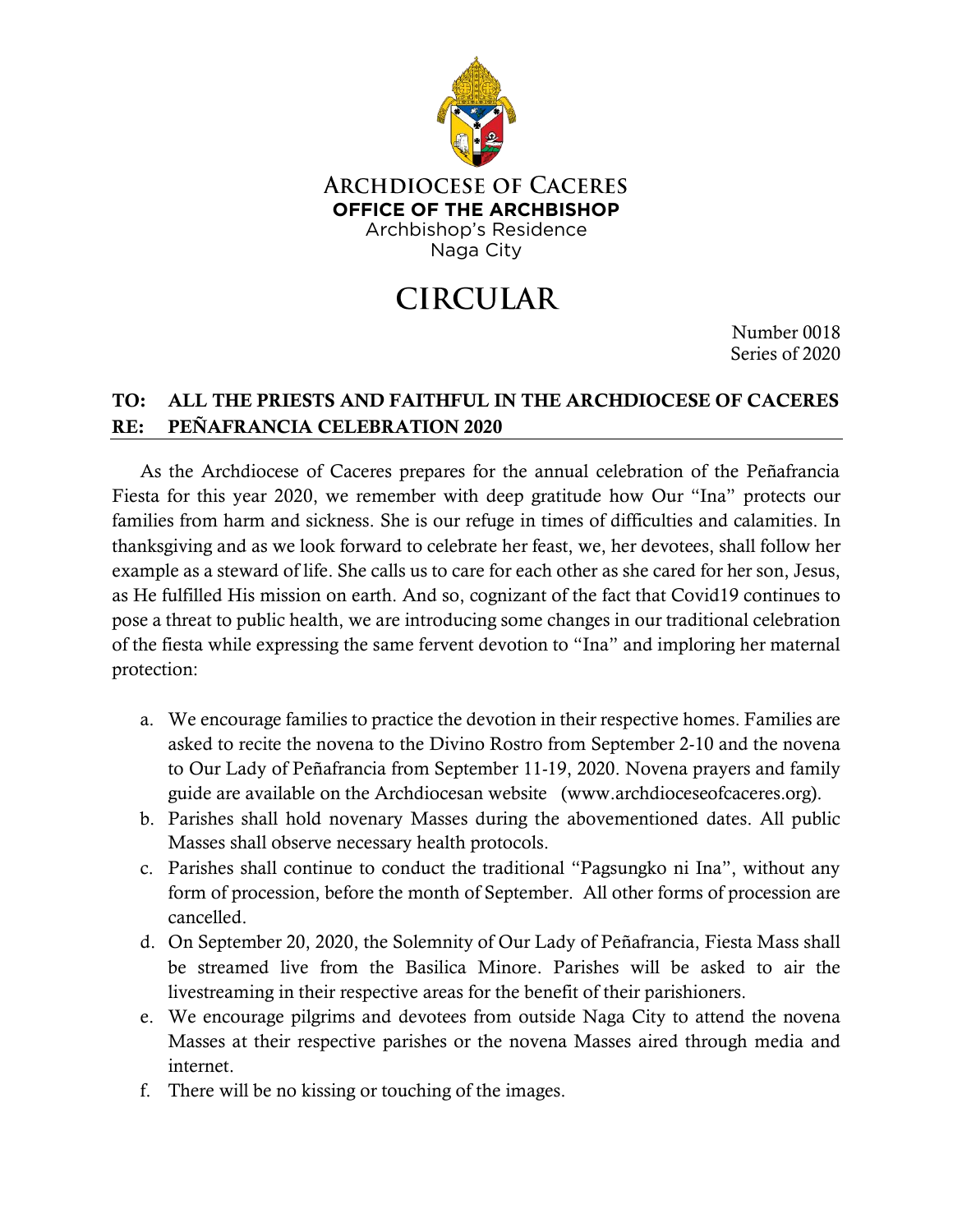**ARCHDIOCESE OF CACERES**
**OFFICE OF THE ARCHBISHOP**
Archbishop's Residence
Naga City

# CIRCULAR

Number 0018
Series of 2020

**TO: ALL THE PRIESTS AND FAITHFUL IN THE ARCHDIOCESE OF CACERES**
**RE: PEÑAFRANCIA CELEBRATION 2020**

As the Archdiocese of Caceres prepares for the annual celebration of the Peñafrancia Fiesta for this year 2020, we remember with deep gratitude how Our "Ina" protects our families from harm and sickness. She is our refuge in times of difficulties and calamities. In thanksgiving and as we look forward to celebrate her feast, we, her devotees, shall follow her example as a steward of life. She calls us to care for each other as she cared for her son, Jesus, as He fulfilled His mission on earth. And so, cognizant of the fact that Covid19 continues to pose a threat to public health, we are introducing some changes in our traditional celebration of the fiesta while expressing the same fervent devotion to "Ina" and imploring her maternal protection:

a. We encourage families to practice the devotion in their respective homes. Families are asked to recite the novena to the Divino Rostro from September 2-10 and the novena to Our Lady of Peñafrancia from September 11-19, 2020. Novena prayers and family guide are available on the Archdiocesan website (www.archdioceseofcaceres.org).
b. Parishes shall hold novenary Masses during the abovementioned dates. All public Masses shall observe necessary health protocols.
c. Parishes shall continue to conduct the traditional "Pagsungko ni Ina", without any form of procession, before the month of September. All other forms of procession are cancelled.
d. On September 20, 2020, the Solemnity of Our Lady of Peñafrancia, Fiesta Mass shall be streamed live from the Basilica Minore. Parishes will be asked to air the livestreaming in their respective areas for the benefit of their parishioners.
e. We encourage pilgrims and devotees from outside Naga City to attend the novena Masses at their respective parishes or the novena Masses aired through media and internet.
f. There will be no kissing or touching of the images.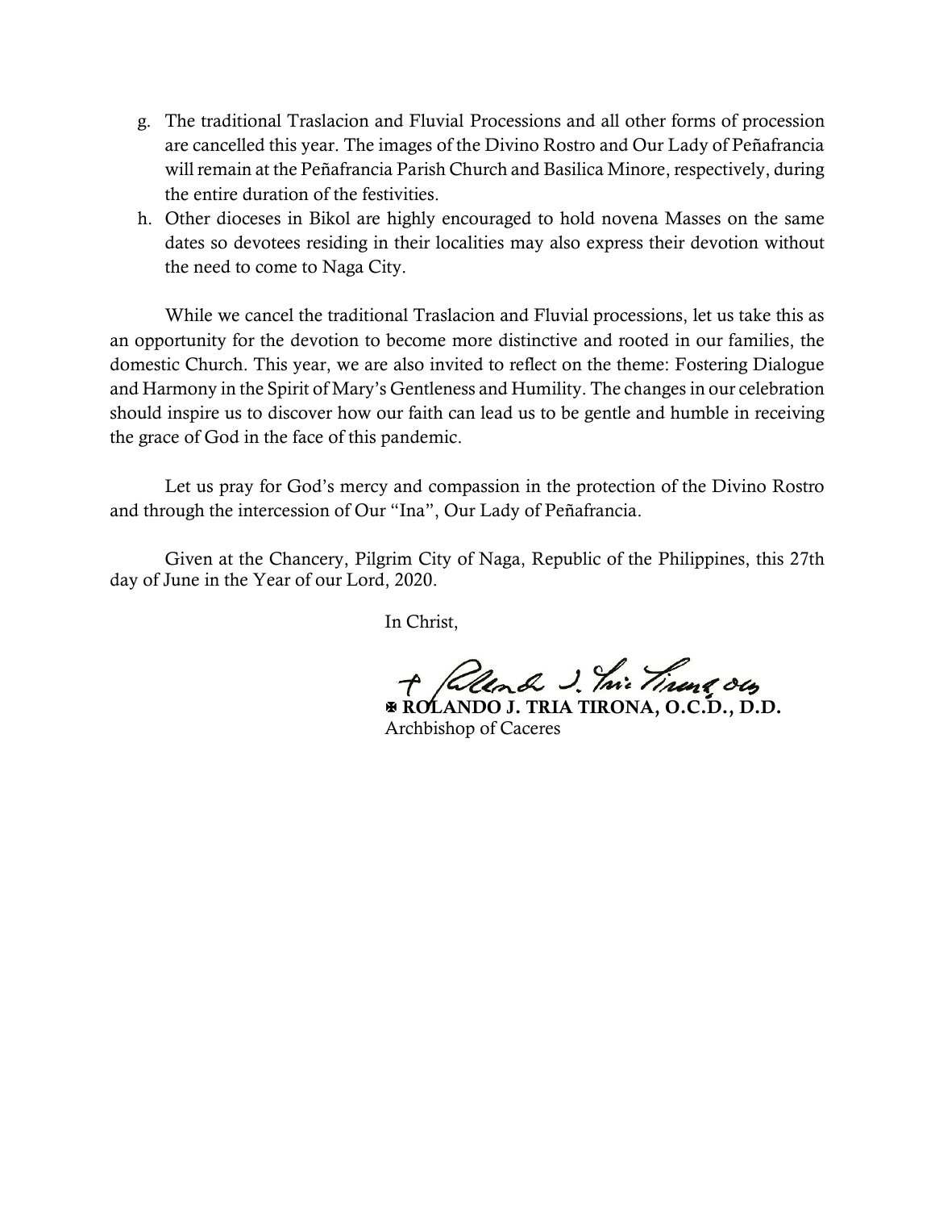g. The traditional Traslacion and Fluvial Processions and all other forms of procession are cancelled this year. The images of the Divino Rostro and Our Lady of Peñafrancia will remain at the Peñafrancia Parish Church and Basilica Minore, respectively, during the entire duration of the festivities.
h. Other dioceses in Bikol are highly encouraged to hold novena Masses on the same dates so devotees residing in their localities may also express their devotion without the need to come to Naga City.

While we cancel the traditional Traslacion and Fluvial processions, let us take this as an opportunity for the devotion to become more distinctive and rooted in our families, the domestic Church. This year, we are also invited to reflect on the theme: Fostering Dialogue and Harmony in the Spirit of Mary's Gentleness and Humility. The changes in our celebration should inspire us to discover how our faith can lead us to be gentle and humble in receiving the grace of God in the face of this pandemic.

Let us pray for God's mercy and compassion in the protection of the Divino Rostro and through the intercession of Our "Ina", Our Lady of Peñafrancia.

Given at the Chancery, Pilgrim City of Naga, Republic of the Philippines, this 27th day of June in the Year of our Lord, 2020.

In Christ,

✠ **ROLANDO J. TRIA TIRONA, O.C.D., D.D.**
Archbishop of Caceres